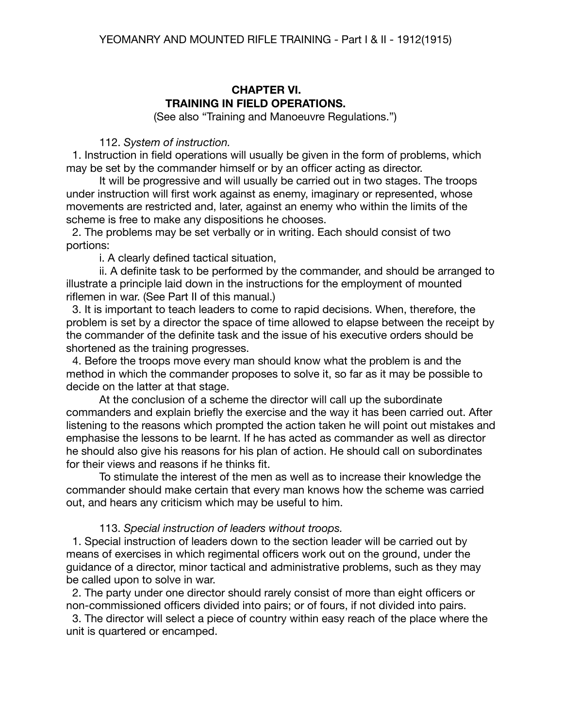# CHAPTER VI.
## TRAINING IN FIELD OPERATIONS.

(See also "Training and Manoeuvre Regulations.")

112. *System of instruction.*

1. Instruction in field operations will usually be given in the form of problems, which may be set by the commander himself or by an officer acting as director.

It will be progressive and will usually be carried out in two stages. The troops under instruction will first work against as enemy, imaginary or represented, whose movements are restricted and, later, against an enemy who within the limits of the scheme is free to make any dispositions he chooses.

2. The problems may be set verbally or in writing. Each should consist of two portions:

i. A clearly defined tactical situation,

ii. A definite task to be performed by the commander, and should be arranged to illustrate a principle laid down in the instructions for the employment of mounted riflemen in war. (See Part II of this manual.)

3. It is important to teach leaders to come to rapid decisions. When, therefore, the problem is set by a director the space of time allowed to elapse between the receipt by the commander of the definite task and the issue of his executive orders should be shortened as the training progresses.

4. Before the troops move every man should know what the problem is and the method in which the commander proposes to solve it, so far as it may be possible to decide on the latter at that stage.

At the conclusion of a scheme the director will call up the subordinate commanders and explain briefly the exercise and the way it has been carried out. After listening to the reasons which prompted the action taken he will point out mistakes and emphasise the lessons to be learnt. If he has acted as commander as well as director he should also give his reasons for his plan of action. He should call on subordinates for their views and reasons if he thinks fit.

To stimulate the interest of the men as well as to increase their knowledge the commander should make certain that every man knows how the scheme was carried out, and hears any criticism which may be useful to him.

113. *Special instruction of leaders without troops.*

1. Special instruction of leaders down to the section leader will be carried out by means of exercises in which regimental officers work out on the ground, under the guidance of a director, minor tactical and administrative problems, such as they may be called upon to solve in war.

2. The party under one director should rarely consist of more than eight officers or non-commissioned officers divided into pairs; or of fours, if not divided into pairs.

3. The director will select a piece of country within easy reach of the place where the unit is quartered or encamped.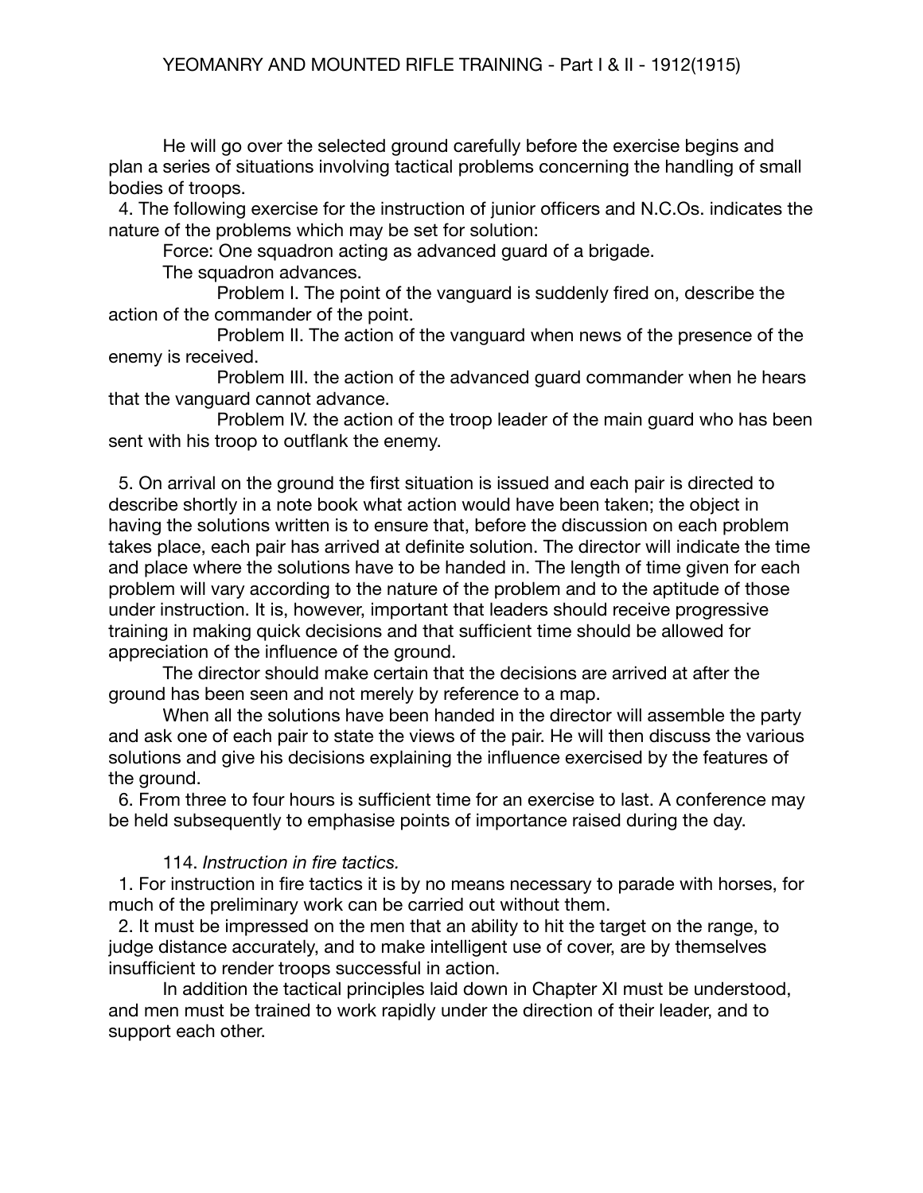He will go over the selected ground carefully before the exercise begins and plan a series of situations involving tactical problems concerning the handling of small bodies of troops.

4. The following exercise for the instruction of junior officers and N.C.Os. indicates the nature of the problems which may be set for solution:

Force: One squadron acting as advanced guard of a brigade.

The squadron advances.

Problem I. The point of the vanguard is suddenly fired on, describe the action of the commander of the point.

Problem II. The action of the vanguard when news of the presence of the enemy is received.

Problem III. the action of the advanced guard commander when he hears that the vanguard cannot advance.

Problem IV. the action of the troop leader of the main guard who has been sent with his troop to outflank the enemy.

5. On arrival on the ground the first situation is issued and each pair is directed to describe shortly in a note book what action would have been taken; the object in having the solutions written is to ensure that, before the discussion on each problem takes place, each pair has arrived at definite solution. The director will indicate the time and place where the solutions have to be handed in. The length of time given for each problem will vary according to the nature of the problem and to the aptitude of those under instruction. It is, however, important that leaders should receive progressive training in making quick decisions and that sufficient time should be allowed for appreciation of the influence of the ground.

The director should make certain that the decisions are arrived at after the ground has been seen and not merely by reference to a map.

When all the solutions have been handed in the director will assemble the party and ask one of each pair to state the views of the pair. He will then discuss the various solutions and give his decisions explaining the influence exercised by the features of the ground.

6. From three to four hours is sufficient time for an exercise to last. A conference may be held subsequently to emphasise points of importance raised during the day.

114. *Instruction in fire tactics.*

1. For instruction in fire tactics it is by no means necessary to parade with horses, for much of the preliminary work can be carried out without them.

2. It must be impressed on the men that an ability to hit the target on the range, to judge distance accurately, and to make intelligent use of cover, are by themselves insufficient to render troops successful in action.

In addition the tactical principles laid down in Chapter XI must be understood, and men must be trained to work rapidly under the direction of their leader, and to support each other.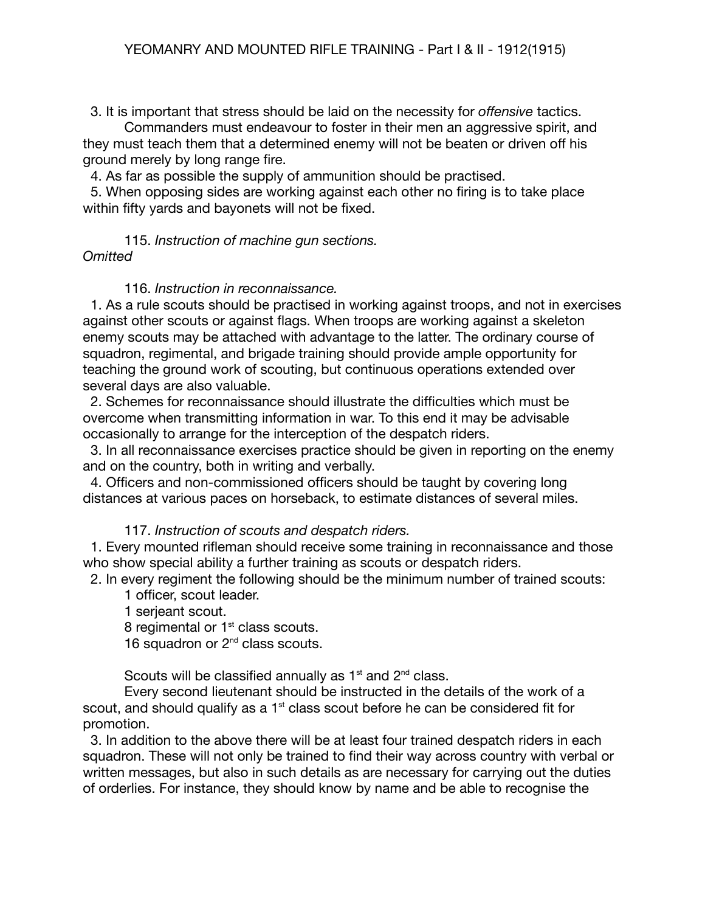3. It is important that stress should be laid on the necessity for *offensive* tactics.

Commanders must endeavour to foster in their men an aggressive spirit, and they must teach them that a determined enemy will not be beaten or driven off his ground merely by long range fire.

4. As far as possible the supply of ammunition should be practised.

5. When opposing sides are working against each other no firing is to take place within fifty yards and bayonets will not be fixed.

115. *Instruction of machine gun sections.*
*Omitted*

116. *Instruction in reconnaissance.*

1. As a rule scouts should be practised in working against troops, and not in exercises against other scouts or against flags. When troops are working against a skeleton enemy scouts may be attached with advantage to the latter. The ordinary course of squadron, regimental, and brigade training should provide ample opportunity for teaching the ground work of scouting, but continuous operations extended over several days are also valuable.

2. Schemes for reconnaissance should illustrate the difficulties which must be overcome when transmitting information in war. To this end it may be advisable occasionally to arrange for the interception of the despatch riders.

3. In all reconnaissance exercises practice should be given in reporting on the enemy and on the country, both in writing and verbally.

4. Officers and non-commissioned officers should be taught by covering long distances at various paces on horseback, to estimate distances of several miles.

117. *Instruction of scouts and despatch riders.*

1. Every mounted rifleman should receive some training in reconnaissance and those who show special ability a further training as scouts or despatch riders.

2. In every regiment the following should be the minimum number of trained scouts:

1 officer, scout leader.
1 serjeant scout.
8 regimental or 1st class scouts.
16 squadron or 2nd class scouts.

Scouts will be classified annually as 1st and 2nd class.

Every second lieutenant should be instructed in the details of the work of a scout, and should qualify as a 1st class scout before he can be considered fit for promotion.

3. In addition to the above there will be at least four trained despatch riders in each squadron. These will not only be trained to find their way across country with verbal or written messages, but also in such details as are necessary for carrying out the duties of orderlies. For instance, they should know by name and be able to recognise the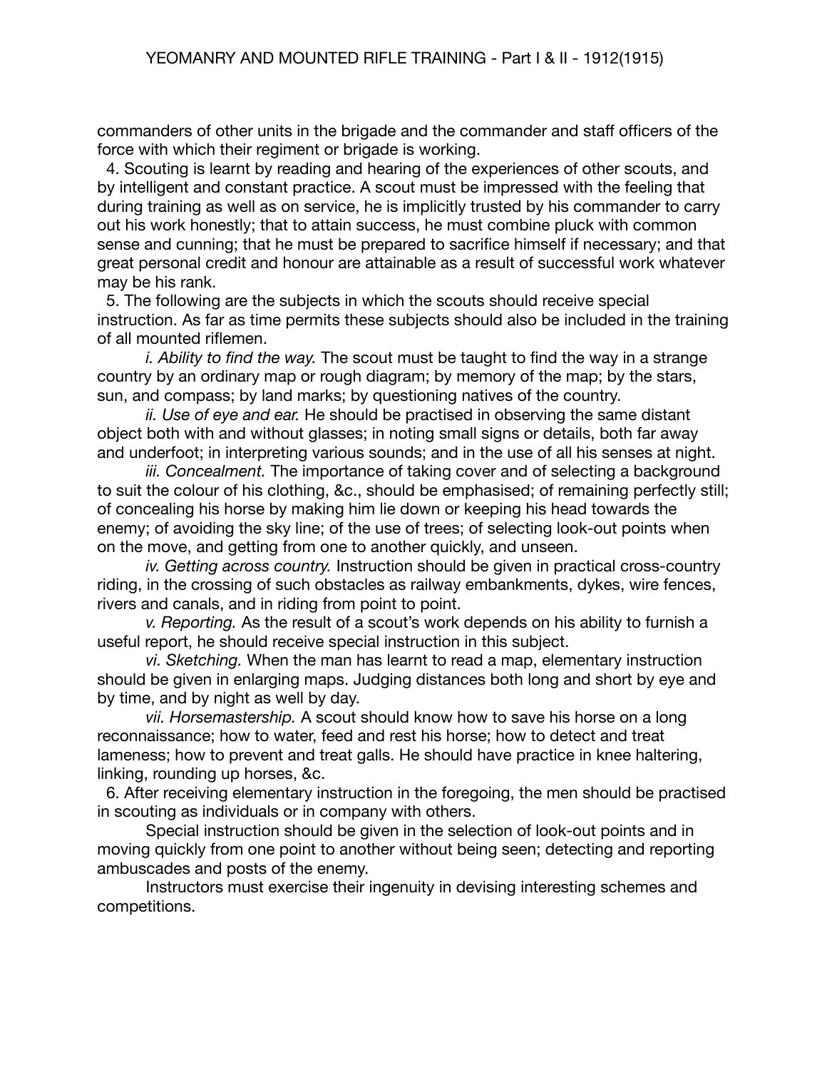commanders of other units in the brigade and the commander and staff officers of the force with which their regiment or brigade is working.

4. Scouting is learnt by reading and hearing of the experiences of other scouts, and by intelligent and constant practice. A scout must be impressed with the feeling that during training as well as on service, he is implicitly trusted by his commander to carry out his work honestly; that to attain success, he must combine pluck with common sense and cunning; that he must be prepared to sacrifice himself if necessary; and that great personal credit and honour are attainable as a result of successful work whatever may be his rank.

5. The following are the subjects in which the scouts should receive special instruction. As far as time permits these subjects should also be included in the training of all mounted riflemen.

*i. Ability to find the way.* The scout must be taught to find the way in a strange country by an ordinary map or rough diagram; by memory of the map; by the stars, sun, and compass; by land marks; by questioning natives of the country.

*ii. Use of eye and ear.* He should be practised in observing the same distant object both with and without glasses; in noting small signs or details, both far away and underfoot; in interpreting various sounds; and in the use of all his senses at night.

*iii. Concealment.* The importance of taking cover and of selecting a background to suit the colour of his clothing, &c., should be emphasised; of remaining perfectly still; of concealing his horse by making him lie down or keeping his head towards the enemy; of avoiding the sky line; of the use of trees; of selecting look-out points when on the move, and getting from one to another quickly, and unseen.

*iv. Getting across country.* Instruction should be given in practical cross-country riding, in the crossing of such obstacles as railway embankments, dykes, wire fences, rivers and canals, and in riding from point to point.

*v. Reporting.* As the result of a scout's work depends on his ability to furnish a useful report, he should receive special instruction in this subject.

*vi. Sketching.* When the man has learnt to read a map, elementary instruction should be given in enlarging maps. Judging distances both long and short by eye and by time, and by night as well by day.

*vii. Horsemastership.* A scout should know how to save his horse on a long reconnaissance; how to water, feed and rest his horse; how to detect and treat lameness; how to prevent and treat galls. He should have practice in knee haltering, linking, rounding up horses, &c.

6. After receiving elementary instruction in the foregoing, the men should be practised in scouting as individuals or in company with others.

Special instruction should be given in the selection of look-out points and in moving quickly from one point to another without being seen; detecting and reporting ambuscades and posts of the enemy.

Instructors must exercise their ingenuity in devising interesting schemes and competitions.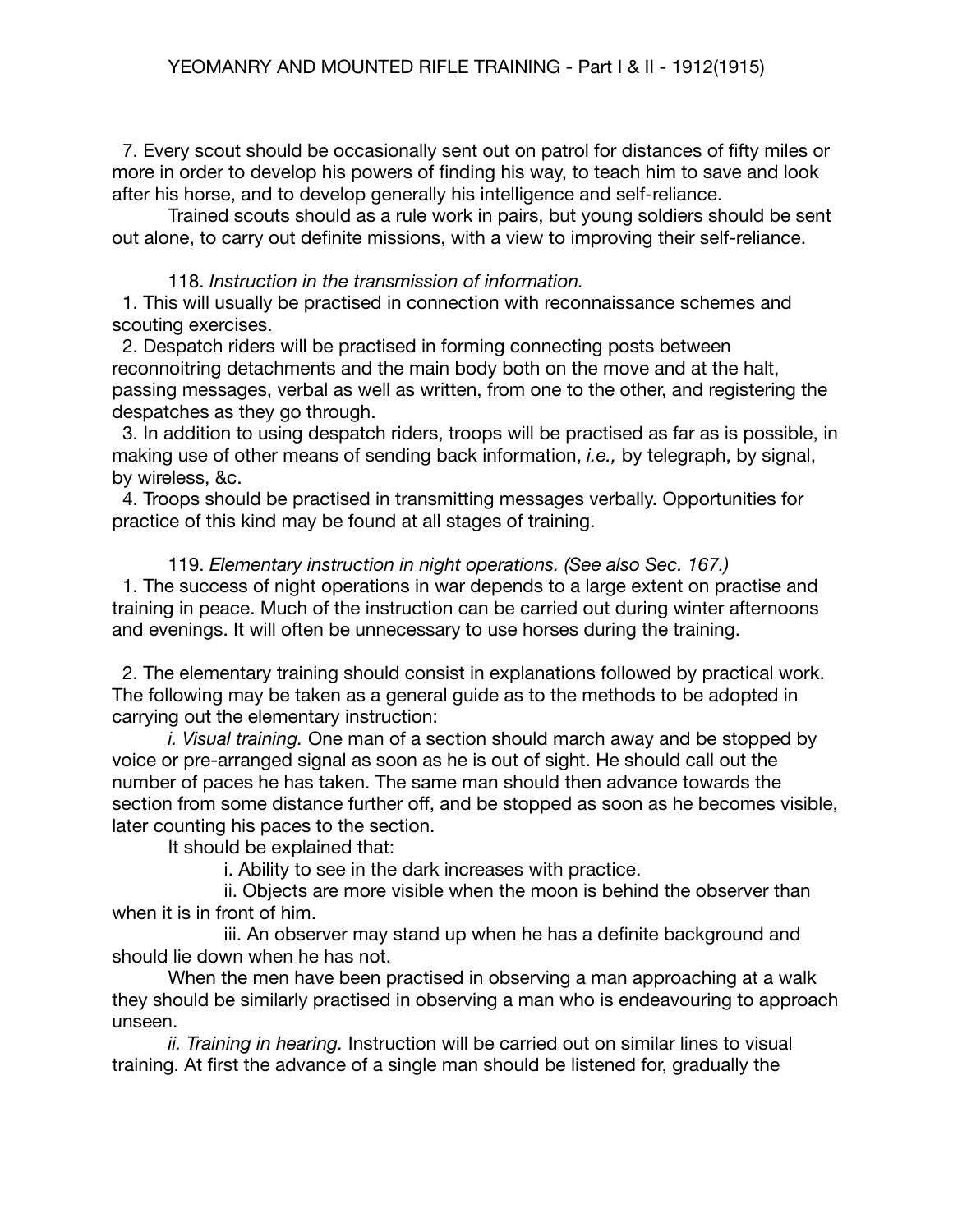7. Every scout should be occasionally sent out on patrol for distances of fifty miles or more in order to develop his powers of finding his way, to teach him to save and look after his horse, and to develop generally his intelligence and self-reliance.

Trained scouts should as a rule work in pairs, but young soldiers should be sent out alone, to carry out definite missions, with a view to improving their self-reliance.

118. *Instruction in the transmission of information.*

1. This will usually be practised in connection with reconnaissance schemes and scouting exercises.
2. Despatch riders will be practised in forming connecting posts between reconnoitring detachments and the main body both on the move and at the halt, passing messages, verbal as well as written, from one to the other, and registering the despatches as they go through.
3. In addition to using despatch riders, troops will be practised as far as is possible, in making use of other means of sending back information, *i.e.,* by telegraph, by signal, by wireless, &c.
4. Troops should be practised in transmitting messages verbally. Opportunities for practice of this kind may be found at all stages of training.

119. *Elementary instruction in night operations. (See also Sec. 167.)*

1. The success of night operations in war depends to a large extent on practise and training in peace. Much of the instruction can be carried out during winter afternoons and evenings. It will often be unnecessary to use horses during the training.

2. The elementary training should consist in explanations followed by practical work. The following may be taken as a general guide as to the methods to be adopted in carrying out the elementary instruction:

*i. Visual training.* One man of a section should march away and be stopped by voice or pre-arranged signal as soon as he is out of sight. He should call out the number of paces he has taken. The same man should then advance towards the section from some distance further off, and be stopped as soon as he becomes visible, later counting his paces to the section.

It should be explained that:

i. Ability to see in the dark increases with practice.

ii. Objects are more visible when the moon is behind the observer than when it is in front of him.

iii. An observer may stand up when he has a definite background and should lie down when he has not.

When the men have been practised in observing a man approaching at a walk they should be similarly practised in observing a man who is endeavouring to approach unseen.

*ii. Training in hearing.* Instruction will be carried out on similar lines to visual training. At first the advance of a single man should be listened for, gradually the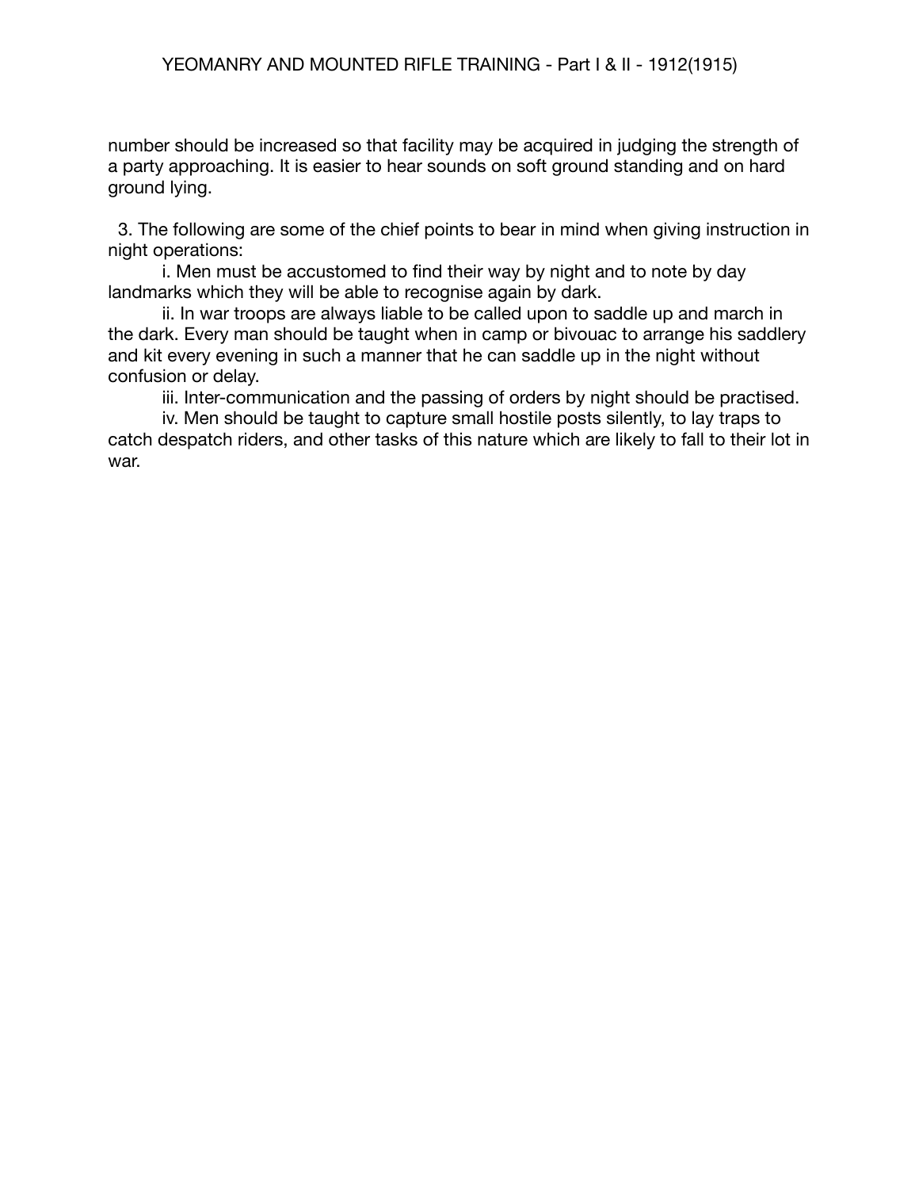number should be increased so that facility may be acquired in judging the strength of a party approaching. It is easier to hear sounds on soft ground standing and on hard ground lying.

3. The following are some of the chief points to bear in mind when giving instruction in night operations:

i. Men must be accustomed to find their way by night and to note by day landmarks which they will be able to recognise again by dark.

ii. In war troops are always liable to be called upon to saddle up and march in the dark. Every man should be taught when in camp or bivouac to arrange his saddlery and kit every evening in such a manner that he can saddle up in the night without confusion or delay.

iii. Inter-communication and the passing of orders by night should be practised.

iv. Men should be taught to capture small hostile posts silently, to lay traps to catch despatch riders, and other tasks of this nature which are likely to fall to their lot in war.